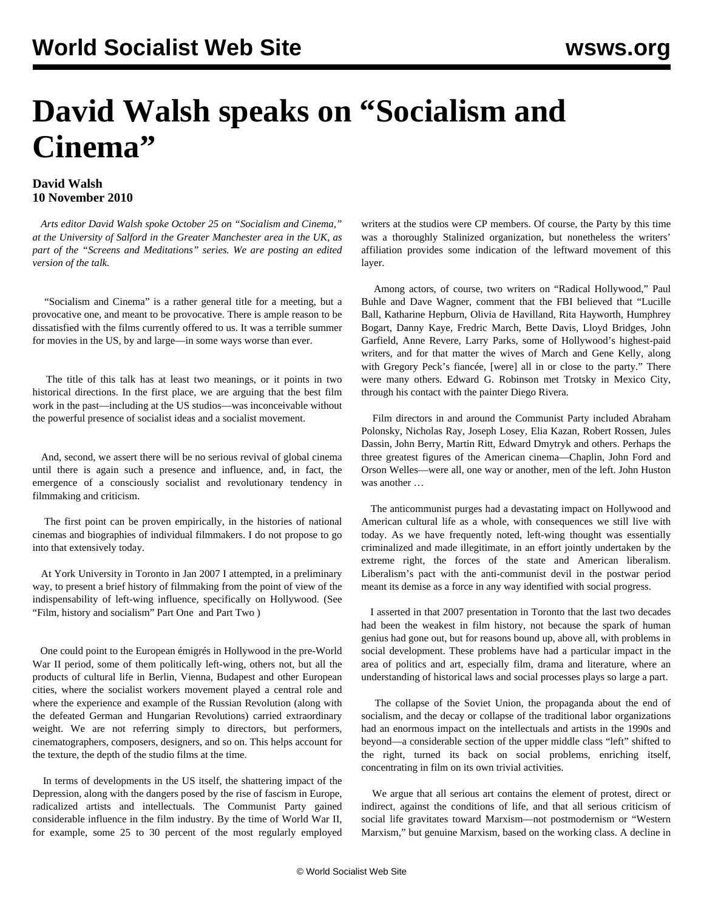# David Walsh speaks on "Socialism and Cinema"

**David Walsh**
**10 November 2010**

*Arts editor David Walsh spoke October 25 on "Socialism and Cinema," at the University of Salford in the Greater Manchester area in the UK, as part of the "Screens and Meditations" series. We are posting an edited version of the talk.*

"Socialism and Cinema" is a rather general title for a meeting, but a provocative one, and meant to be provocative. There is ample reason to be dissatisfied with the films currently offered to us. It was a terrible summer for movies in the US, by and large—in some ways worse than ever.

The title of this talk has at least two meanings, or it points in two historical directions. In the first place, we are arguing that the best film work in the past—including at the US studios—was inconceivable without the powerful presence of socialist ideas and a socialist movement.

And, second, we assert there will be no serious revival of global cinema until there is again such a presence and influence, and, in fact, the emergence of a consciously socialist and revolutionary tendency in filmmaking and criticism.

The first point can be proven empirically, in the histories of national cinemas and biographies of individual filmmakers. I do not propose to go into that extensively today.

At York University in Toronto in Jan 2007 I attempted, in a preliminary way, to present a brief history of filmmaking from the point of view of the indispensability of left-wing influence, specifically on Hollywood. (See "Film, history and socialism" Part One and Part Two )

One could point to the European émigrés in Hollywood in the pre-World War II period, some of them politically left-wing, others not, but all the products of cultural life in Berlin, Vienna, Budapest and other European cities, where the socialist workers movement played a central role and where the experience and example of the Russian Revolution (along with the defeated German and Hungarian Revolutions) carried extraordinary weight. We are not referring simply to directors, but performers, cinematographers, composers, designers, and so on. This helps account for the texture, the depth of the studio films at the time.

In terms of developments in the US itself, the shattering impact of the Depression, along with the dangers posed by the rise of fascism in Europe, radicalized artists and intellectuals. The Communist Party gained considerable influence in the film industry. By the time of World War II, for example, some 25 to 30 percent of the most regularly employed writers at the studios were CP members. Of course, the Party by this time was a thoroughly Stalinized organization, but nonetheless the writers' affiliation provides some indication of the leftward movement of this layer.

Among actors, of course, two writers on "Radical Hollywood," Paul Buhle and Dave Wagner, comment that the FBI believed that "Lucille Ball, Katharine Hepburn, Olivia de Havilland, Rita Hayworth, Humphrey Bogart, Danny Kaye, Fredric March, Bette Davis, Lloyd Bridges, John Garfield, Anne Revere, Larry Parks, some of Hollywood's highest-paid writers, and for that matter the wives of March and Gene Kelly, along with Gregory Peck's fiancée, [were] all in or close to the party." There were many others. Edward G. Robinson met Trotsky in Mexico City, through his contact with the painter Diego Rivera.

Film directors in and around the Communist Party included Abraham Polonsky, Nicholas Ray, Joseph Losey, Elia Kazan, Robert Rossen, Jules Dassin, John Berry, Martin Ritt, Edward Dmytryk and others. Perhaps the three greatest figures of the American cinema—Chaplin, John Ford and Orson Welles—were all, one way or another, men of the left. John Huston was another …

The anticommunist purges had a devastating impact on Hollywood and American cultural life as a whole, with consequences we still live with today. As we have frequently noted, left-wing thought was essentially criminalized and made illegitimate, in an effort jointly undertaken by the extreme right, the forces of the state and American liberalism. Liberalism's pact with the anti-communist devil in the postwar period meant its demise as a force in any way identified with social progress.

I asserted in that 2007 presentation in Toronto that the last two decades had been the weakest in film history, not because the spark of human genius had gone out, but for reasons bound up, above all, with problems in social development. These problems have had a particular impact in the area of politics and art, especially film, drama and literature, where an understanding of historical laws and social processes plays so large a part.

The collapse of the Soviet Union, the propaganda about the end of socialism, and the decay or collapse of the traditional labor organizations had an enormous impact on the intellectuals and artists in the 1990s and beyond—a considerable section of the upper middle class "left" shifted to the right, turned its back on social problems, enriching itself, concentrating in film on its own trivial activities.

We argue that all serious art contains the element of protest, direct or indirect, against the conditions of life, and that all serious criticism of social life gravitates toward Marxism—not postmodernism or "Western Marxism," but genuine Marxism, based on the working class. A decline in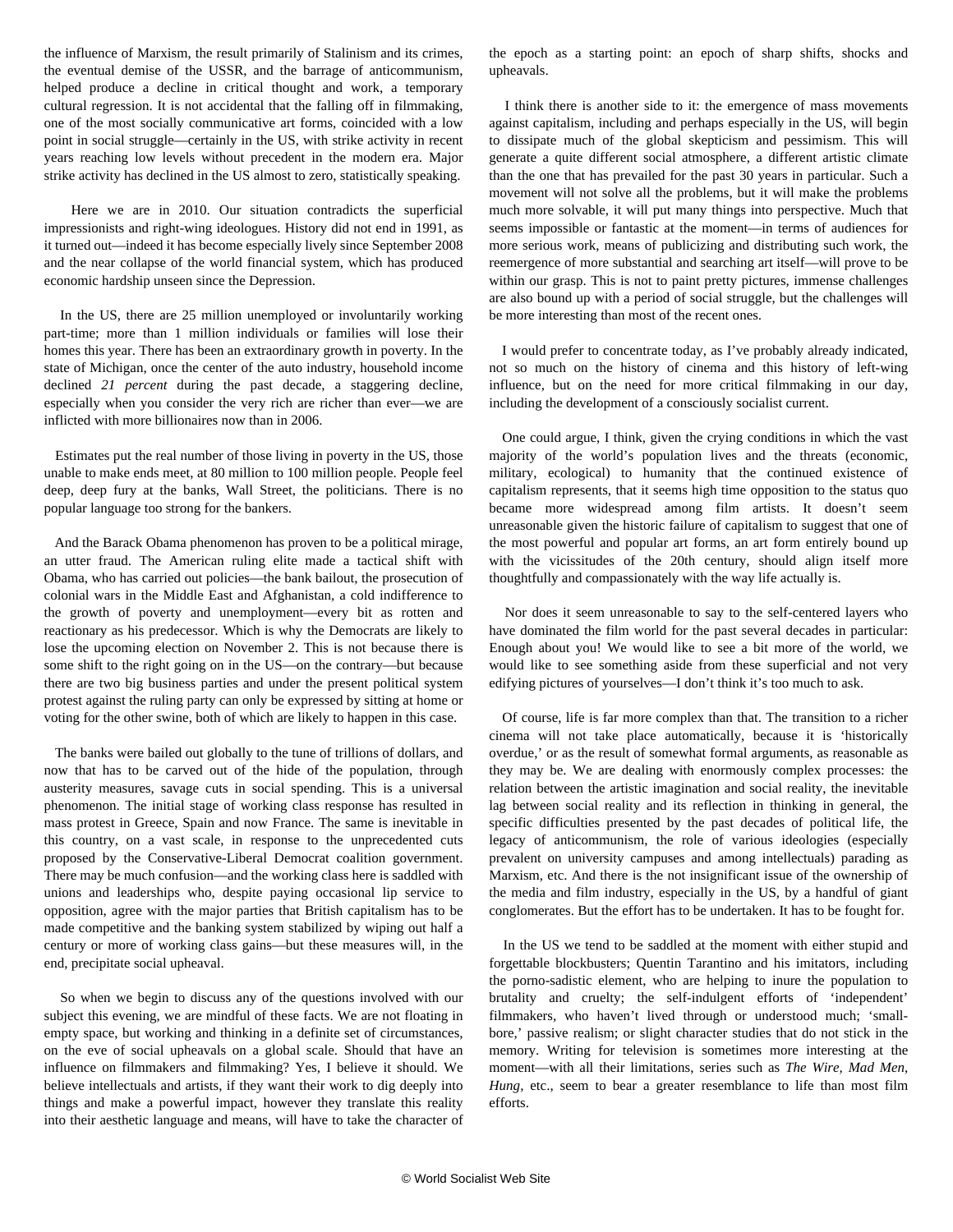the influence of Marxism, the result primarily of Stalinism and its crimes, the eventual demise of the USSR, and the barrage of anticommunism, helped produce a decline in critical thought and work, a temporary cultural regression. It is not accidental that the falling off in filmmaking, one of the most socially communicative art forms, coincided with a low point in social struggle—certainly in the US, with strike activity in recent years reaching low levels without precedent in the modern era. Major strike activity has declined in the US almost to zero, statistically speaking.

Here we are in 2010. Our situation contradicts the superficial impressionists and right-wing ideologues. History did not end in 1991, as it turned out—indeed it has become especially lively since September 2008 and the near collapse of the world financial system, which has produced economic hardship unseen since the Depression.

In the US, there are 25 million unemployed or involuntarily working part-time; more than 1 million individuals or families will lose their homes this year. There has been an extraordinary growth in poverty. In the state of Michigan, once the center of the auto industry, household income declined *21 percent* during the past decade, a staggering decline, especially when you consider the very rich are richer than ever—we are inflicted with more billionaires now than in 2006.

Estimates put the real number of those living in poverty in the US, those unable to make ends meet, at 80 million to 100 million people. People feel deep, deep fury at the banks, Wall Street, the politicians. There is no popular language too strong for the bankers.

And the Barack Obama phenomenon has proven to be a political mirage, an utter fraud. The American ruling elite made a tactical shift with Obama, who has carried out policies—the bank bailout, the prosecution of colonial wars in the Middle East and Afghanistan, a cold indifference to the growth of poverty and unemployment—every bit as rotten and reactionary as his predecessor. Which is why the Democrats are likely to lose the upcoming election on November 2. This is not because there is some shift to the right going on in the US—on the contrary—but because there are two big business parties and under the present political system protest against the ruling party can only be expressed by sitting at home or voting for the other swine, both of which are likely to happen in this case.

The banks were bailed out globally to the tune of trillions of dollars, and now that has to be carved out of the hide of the population, through austerity measures, savage cuts in social spending. This is a universal phenomenon. The initial stage of working class response has resulted in mass protest in Greece, Spain and now France. The same is inevitable in this country, on a vast scale, in response to the unprecedented cuts proposed by the Conservative-Liberal Democrat coalition government. There may be much confusion—and the working class here is saddled with unions and leaderships who, despite paying occasional lip service to opposition, agree with the major parties that British capitalism has to be made competitive and the banking system stabilized by wiping out half a century or more of working class gains—but these measures will, in the end, precipitate social upheaval.

So when we begin to discuss any of the questions involved with our subject this evening, we are mindful of these facts. We are not floating in empty space, but working and thinking in a definite set of circumstances, on the eve of social upheavals on a global scale. Should that have an influence on filmmakers and filmmaking? Yes, I believe it should. We believe intellectuals and artists, if they want their work to dig deeply into things and make a powerful impact, however they translate this reality into their aesthetic language and means, will have to take the character of the epoch as a starting point: an epoch of sharp shifts, shocks and upheavals.

I think there is another side to it: the emergence of mass movements against capitalism, including and perhaps especially in the US, will begin to dissipate much of the global skepticism and pessimism. This will generate a quite different social atmosphere, a different artistic climate than the one that has prevailed for the past 30 years in particular. Such a movement will not solve all the problems, but it will make the problems much more solvable, it will put many things into perspective. Much that seems impossible or fantastic at the moment—in terms of audiences for more serious work, means of publicizing and distributing such work, the reemergence of more substantial and searching art itself—will prove to be within our grasp. This is not to paint pretty pictures, immense challenges are also bound up with a period of social struggle, but the challenges will be more interesting than most of the recent ones.

I would prefer to concentrate today, as I've probably already indicated, not so much on the history of cinema and this history of left-wing influence, but on the need for more critical filmmaking in our day, including the development of a consciously socialist current.

One could argue, I think, given the crying conditions in which the vast majority of the world's population lives and the threats (economic, military, ecological) to humanity that the continued existence of capitalism represents, that it seems high time opposition to the status quo became more widespread among film artists. It doesn't seem unreasonable given the historic failure of capitalism to suggest that one of the most powerful and popular art forms, an art form entirely bound up with the vicissitudes of the 20th century, should align itself more thoughtfully and compassionately with the way life actually is.

Nor does it seem unreasonable to say to the self-centered layers who have dominated the film world for the past several decades in particular: Enough about you! We would like to see a bit more of the world, we would like to see something aside from these superficial and not very edifying pictures of yourselves—I don't think it's too much to ask.

Of course, life is far more complex than that. The transition to a richer cinema will not take place automatically, because it is 'historically overdue,' or as the result of somewhat formal arguments, as reasonable as they may be. We are dealing with enormously complex processes: the relation between the artistic imagination and social reality, the inevitable lag between social reality and its reflection in thinking in general, the specific difficulties presented by the past decades of political life, the legacy of anticommunism, the role of various ideologies (especially prevalent on university campuses and among intellectuals) parading as Marxism, etc. And there is the not insignificant issue of the ownership of the media and film industry, especially in the US, by a handful of giant conglomerates. But the effort has to be undertaken. It has to be fought for.

In the US we tend to be saddled at the moment with either stupid and forgettable blockbusters; Quentin Tarantino and his imitators, including the porno-sadistic element, who are helping to inure the population to brutality and cruelty; the self-indulgent efforts of 'independent' filmmakers, who haven't lived through or understood much; 'small-bore,' passive realism; or slight character studies that do not stick in the memory. Writing for television is sometimes more interesting at the moment—with all their limitations, series such as *The Wire*, *Mad Men*, *Hung*, etc., seem to bear a greater resemblance to life than most film efforts.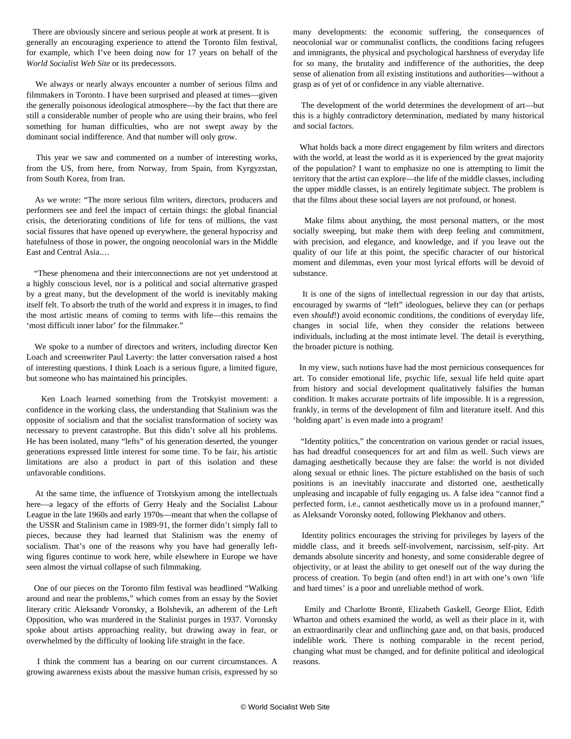There are obviously sincere and serious people at work at present. It is generally an encouraging experience to attend the Toronto film festival, for example, which I've been doing now for 17 years on behalf of the *World Socialist Web Site* or its predecessors.

We always or nearly always encounter a number of serious films and filmmakers in Toronto. I have been surprised and pleased at times—given the generally poisonous ideological atmosphere—by the fact that there are still a considerable number of people who are using their brains, who feel something for human difficulties, who are not swept away by the dominant social indifference. And that number will only grow.

This year we saw and commented on a number of interesting works, from the US, from here, from Norway, from Spain, from Kyrgyzstan, from South Korea, from Iran.

As we wrote: "The more serious film writers, directors, producers and performers see and feel the impact of certain things: the global financial crisis, the deteriorating conditions of life for tens of millions, the vast social fissures that have opened up everywhere, the general hypocrisy and hatefulness of those in power, the ongoing neocolonial wars in the Middle East and Central Asia.…

"These phenomena and their interconnections are not yet understood at a highly conscious level, nor is a political and social alternative grasped by a great many, but the development of the world is inevitably making itself felt. To absorb the truth of the world and express it in images, to find the most artistic means of coming to terms with life—this remains the 'most difficult inner labor' for the filmmaker."

We spoke to a number of directors and writers, including director Ken Loach and screenwriter Paul Laverty: the latter conversation raised a host of interesting questions. I think Loach is a serious figure, a limited figure, but someone who has maintained his principles.

Ken Loach learned something from the Trotskyist movement: a confidence in the working class, the understanding that Stalinism was the opposite of socialism and that the socialist transformation of society was necessary to prevent catastrophe. But this didn't solve all his problems. He has been isolated, many "lefts" of his generation deserted, the younger generations expressed little interest for some time. To be fair, his artistic limitations are also a product in part of this isolation and these unfavorable conditions.

At the same time, the influence of Trotskyism among the intellectuals here—a legacy of the efforts of Gerry Healy and the Socialist Labour League in the late 1960s and early 1970s—meant that when the collapse of the USSR and Stalinism came in 1989-91, the former didn't simply fall to pieces, because they had learned that Stalinism was the enemy of socialism. That's one of the reasons why you have had generally left-wing figures continue to work here, while elsewhere in Europe we have seen almost the virtual collapse of such filmmaking.

One of our pieces on the Toronto film festival was headlined "Walking around and near the problems," which comes from an essay by the Soviet literary critic Aleksandr Voronsky, a Bolshevik, an adherent of the Left Opposition, who was murdered in the Stalinist purges in 1937. Voronsky spoke about artists approaching reality, but drawing away in fear, or overwhelmed by the difficulty of looking life straight in the face.

I think the comment has a bearing on our current circumstances. A growing awareness exists about the massive human crisis, expressed by so many developments: the economic suffering, the consequences of neocolonial war or communalist conflicts, the conditions facing refugees and immigrants, the physical and psychological harshness of everyday life for so many, the brutality and indifference of the authorities, the deep sense of alienation from all existing institutions and authorities—without a grasp as of yet of or confidence in any viable alternative.

The development of the world determines the development of art—but this is a highly contradictory determination, mediated by many historical and social factors.

What holds back a more direct engagement by film writers and directors with the world, at least the world as it is experienced by the great majority of the population? I want to emphasize no one is attempting to limit the territory that the artist can explore—the life of the middle classes, including the upper middle classes, is an entirely legitimate subject. The problem is that the films about these social layers are not profound, or honest.

Make films about anything, the most personal matters, or the most socially sweeping, but make them with deep feeling and commitment, with precision, and elegance, and knowledge, and if you leave out the quality of our life at this point, the specific character of our historical moment and dilemmas, even your most lyrical efforts will be devoid of substance.

It is one of the signs of intellectual regression in our day that artists, encouraged by swarms of "left" ideologues, believe they can (or perhaps even *should*!) avoid economic conditions, the conditions of everyday life, changes in social life, when they consider the relations between individuals, including at the most intimate level. The detail is everything, the broader picture is nothing.

In my view, such notions have had the most pernicious consequences for art. To consider emotional life, psychic life, sexual life held quite apart from history and social development qualitatively falsifies the human condition. It makes accurate portraits of life impossible. It is a regression, frankly, in terms of the development of film and literature itself. And this 'holding apart' is even made into a program!

"Identity politics," the concentration on various gender or racial issues, has had dreadful consequences for art and film as well. Such views are damaging aesthetically because they are false: the world is not divided along sexual or ethnic lines. The picture established on the basis of such positions is an inevitably inaccurate and distorted one, aesthetically unpleasing and incapable of fully engaging us. A false idea "cannot find a perfected form, i.e., cannot aesthetically move us in a profound manner," as Aleksandr Voronsky noted, following Plekhanov and others.

Identity politics encourages the striving for privileges by layers of the middle class, and it breeds self-involvement, narcissism, self-pity. Art demands absolute sincerity and honesty, and some considerable degree of objectivity, or at least the ability to get oneself out of the way during the process of creation. To begin (and often end!) in art with one's own 'life and hard times' is a poor and unreliable method of work.

Emily and Charlotte Brontë, Elizabeth Gaskell, George Eliot, Edith Wharton and others examined the world, as well as their place in it, with an extraordinarily clear and unflinching gaze and, on that basis, produced indelible work. There is nothing comparable in the recent period, changing what must be changed, and for definite political and ideological reasons.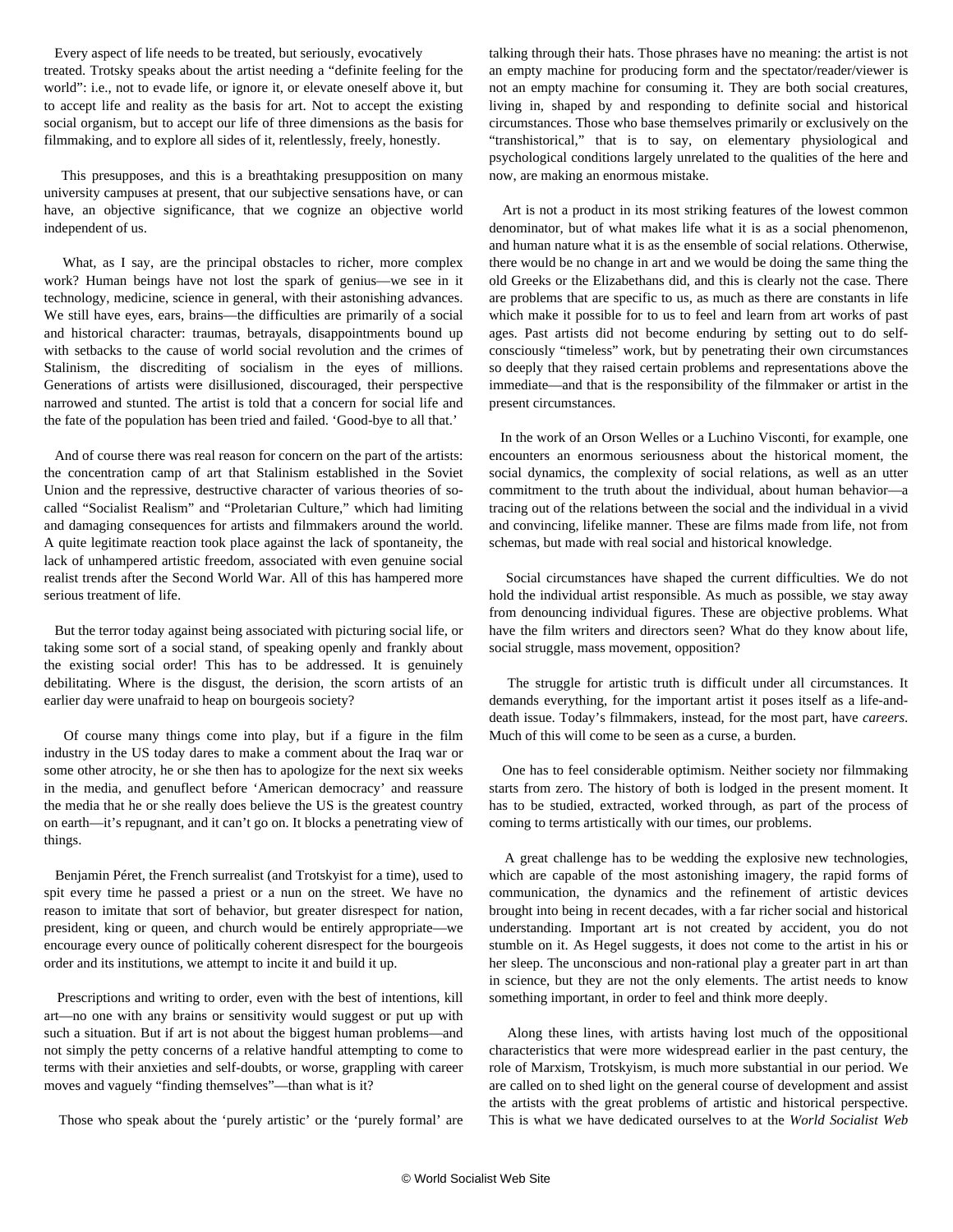Every aspect of life needs to be treated, but seriously, evocatively treated. Trotsky speaks about the artist needing a "definite feeling for the world": i.e., not to evade life, or ignore it, or elevate oneself above it, but to accept life and reality as the basis for art. Not to accept the existing social organism, but to accept our life of three dimensions as the basis for filmmaking, and to explore all sides of it, relentlessly, freely, honestly.

This presupposes, and this is a breathtaking presupposition on many university campuses at present, that our subjective sensations have, or can have, an objective significance, that we cognize an objective world independent of us.

What, as I say, are the principal obstacles to richer, more complex work? Human beings have not lost the spark of genius—we see in it technology, medicine, science in general, with their astonishing advances. We still have eyes, ears, brains—the difficulties are primarily of a social and historical character: traumas, betrayals, disappointments bound up with setbacks to the cause of world social revolution and the crimes of Stalinism, the discrediting of socialism in the eyes of millions. Generations of artists were disillusioned, discouraged, their perspective narrowed and stunted. The artist is told that a concern for social life and the fate of the population has been tried and failed. 'Good-bye to all that.'

And of course there was real reason for concern on the part of the artists: the concentration camp of art that Stalinism established in the Soviet Union and the repressive, destructive character of various theories of so-called "Socialist Realism" and "Proletarian Culture," which had limiting and damaging consequences for artists and filmmakers around the world. A quite legitimate reaction took place against the lack of spontaneity, the lack of unhampered artistic freedom, associated with even genuine social realist trends after the Second World War. All of this has hampered more serious treatment of life.

But the terror today against being associated with picturing social life, or taking some sort of a social stand, of speaking openly and frankly about the existing social order! This has to be addressed. It is genuinely debilitating. Where is the disgust, the derision, the scorn artists of an earlier day were unafraid to heap on bourgeois society?

Of course many things come into play, but if a figure in the film industry in the US today dares to make a comment about the Iraq war or some other atrocity, he or she then has to apologize for the next six weeks in the media, and genuflect before 'American democracy' and reassure the media that he or she really does believe the US is the greatest country on earth—it's repugnant, and it can't go on. It blocks a penetrating view of things.

Benjamin Péret, the French surrealist (and Trotskyist for a time), used to spit every time he passed a priest or a nun on the street. We have no reason to imitate that sort of behavior, but greater disrespect for nation, president, king or queen, and church would be entirely appropriate—we encourage every ounce of politically coherent disrespect for the bourgeois order and its institutions, we attempt to incite it and build it up.

Prescriptions and writing to order, even with the best of intentions, kill art—no one with any brains or sensitivity would suggest or put up with such a situation. But if art is not about the biggest human problems—and not simply the petty concerns of a relative handful attempting to come to terms with their anxieties and self-doubts, or worse, grappling with career moves and vaguely "finding themselves"—than what is it?

Those who speak about the 'purely artistic' or the 'purely formal' are talking through their hats. Those phrases have no meaning: the artist is not an empty machine for producing form and the spectator/reader/viewer is not an empty machine for consuming it. They are both social creatures, living in, shaped by and responding to definite social and historical circumstances. Those who base themselves primarily or exclusively on the "transhistorical," that is to say, on elementary physiological and psychological conditions largely unrelated to the qualities of the here and now, are making an enormous mistake.

Art is not a product in its most striking features of the lowest common denominator, but of what makes life what it is as a social phenomenon, and human nature what it is as the ensemble of social relations. Otherwise, there would be no change in art and we would be doing the same thing the old Greeks or the Elizabethans did, and this is clearly not the case. There are problems that are specific to us, as much as there are constants in life which make it possible for to us to feel and learn from art works of past ages. Past artists did not become enduring by setting out to do self-consciously "timeless" work, but by penetrating their own circumstances so deeply that they raised certain problems and representations above the immediate—and that is the responsibility of the filmmaker or artist in the present circumstances.

In the work of an Orson Welles or a Luchino Visconti, for example, one encounters an enormous seriousness about the historical moment, the social dynamics, the complexity of social relations, as well as an utter commitment to the truth about the individual, about human behavior—a tracing out of the relations between the social and the individual in a vivid and convincing, lifelike manner. These are films made from life, not from schemas, but made with real social and historical knowledge.

Social circumstances have shaped the current difficulties. We do not hold the individual artist responsible. As much as possible, we stay away from denouncing individual figures. These are objective problems. What have the film writers and directors seen? What do they know about life, social struggle, mass movement, opposition?

The struggle for artistic truth is difficult under all circumstances. It demands everything, for the important artist it poses itself as a life-and-death issue. Today's filmmakers, instead, for the most part, have *careers*. Much of this will come to be seen as a curse, a burden.

One has to feel considerable optimism. Neither society nor filmmaking starts from zero. The history of both is lodged in the present moment. It has to be studied, extracted, worked through, as part of the process of coming to terms artistically with our times, our problems.

A great challenge has to be wedding the explosive new technologies, which are capable of the most astonishing imagery, the rapid forms of communication, the dynamics and the refinement of artistic devices brought into being in recent decades, with a far richer social and historical understanding. Important art is not created by accident, you do not stumble on it. As Hegel suggests, it does not come to the artist in his or her sleep. The unconscious and non-rational play a greater part in art than in science, but they are not the only elements. The artist needs to know something important, in order to feel and think more deeply.

Along these lines, with artists having lost much of the oppositional characteristics that were more widespread earlier in the past century, the role of Marxism, Trotskyism, is much more substantial in our period. We are called on to shed light on the general course of development and assist the artists with the great problems of artistic and historical perspective. This is what we have dedicated ourselves to at the *World Socialist Web*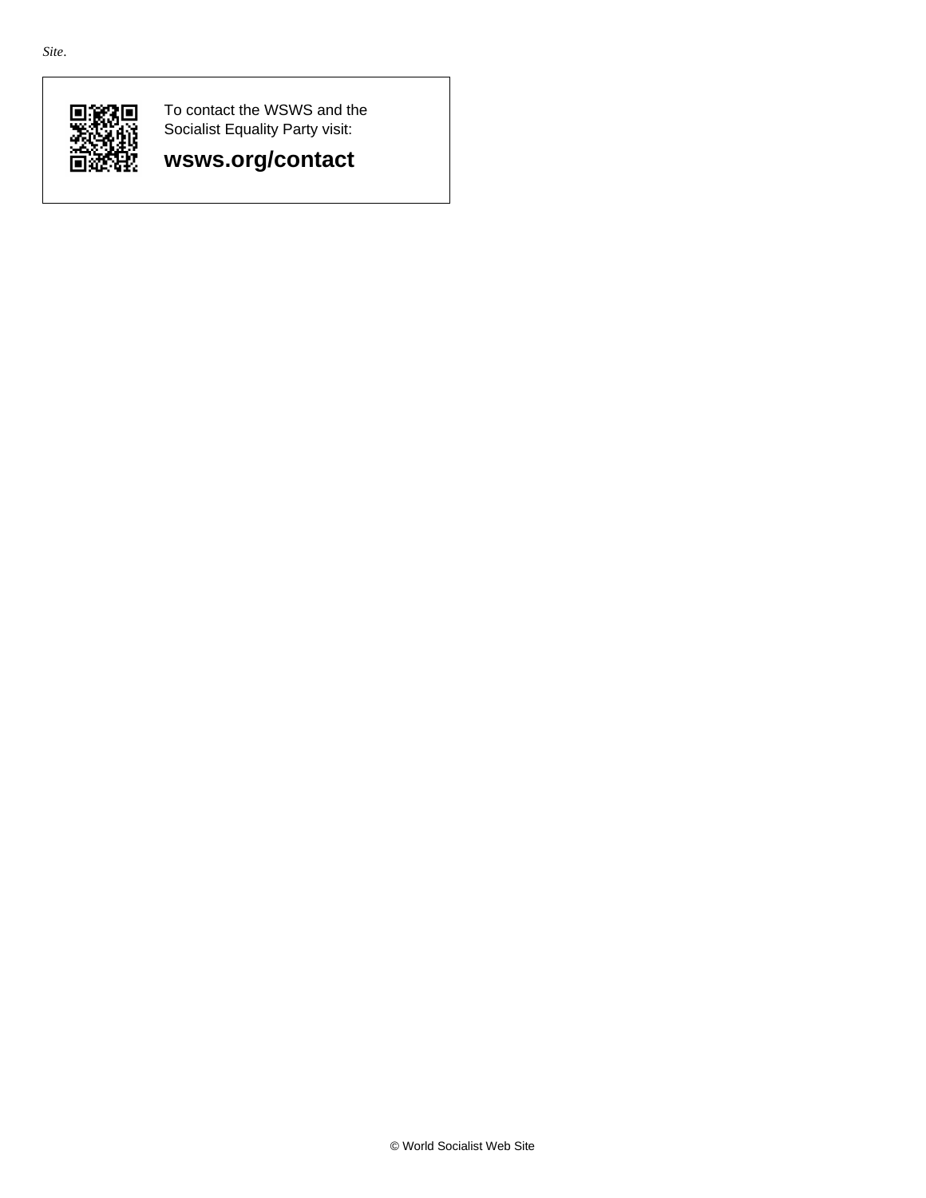*Site*.

To contact the WSWS and the Socialist Equality Party visit:

**wsws.org/contact**